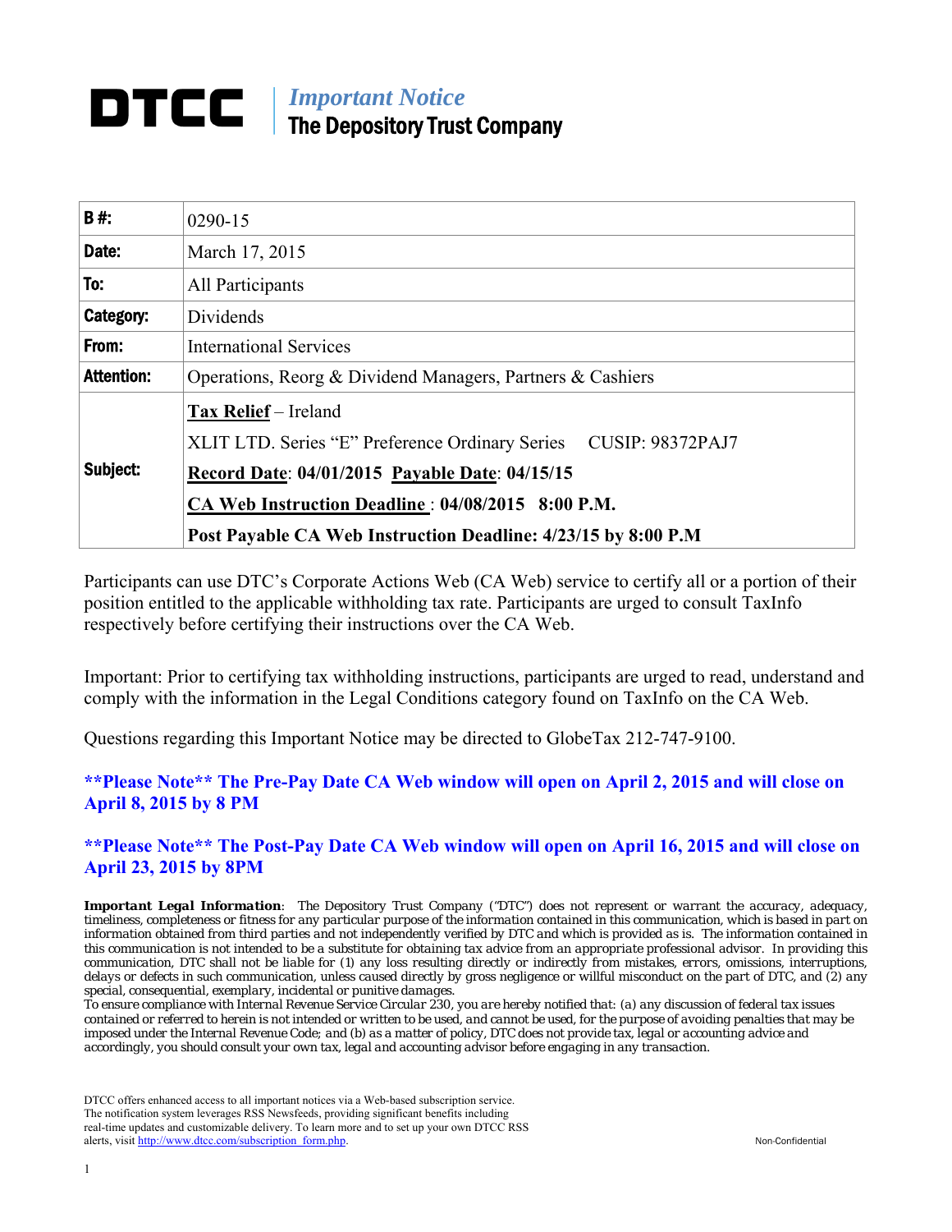# DTCC

## *Important Notice*
## The Depository Trust Company

| | |
|---|---|
| **B #:** | 0290-15 |
| **Date:** | March 17, 2015 |
| **To:** | All Participants |
| **Category:** | Dividends |
| **From:** | International Services |
| **Attention:** | Operations, Reorg & Dividend Managers, Partners & Cashiers |
| **Subject:** | **Tax Relief** – Ireland<br>XLIT LTD. Series "E" Preference Ordinary Series CUSIP: 98372PAJ7<br>**Record Date**: **04/01/2015** **Payable Date**: **04/15/15**<br>**CA Web Instruction Deadline** : **04/08/2015 8:00 P.M.**<br>**Post Payable CA Web Instruction Deadline: 4/23/15 by 8:00 P.M** |

Participants can use DTC's Corporate Actions Web (CA Web) service to certify all or a portion of their position entitled to the applicable withholding tax rate. Participants are urged to consult TaxInfo respectively before certifying their instructions over the CA Web.

Important: Prior to certifying tax withholding instructions, participants are urged to read, understand and comply with the information in the Legal Conditions category found on TaxInfo on the CA Web.

Questions regarding this Important Notice may be directed to GlobeTax 212-747-9100.

**\*\*Please Note\*\* The Pre-Pay Date CA Web window will open on April 2, 2015 and will close on April 8, 2015 by 8 PM**

**\*\*Please Note\*\* The Post-Pay Date CA Web window will open on April 16, 2015 and will close on April 23, 2015 by 8PM**

***Important Legal Information***: The Depository Trust Company ("DTC") does not represent or warrant the accuracy, adequacy, timeliness, completeness or fitness for any particular purpose of the information contained in this communication, which is based in part on information obtained from third parties and not independently verified by DTC and which is provided as is. The information contained in this communication is not intended to be a substitute for obtaining tax advice from an appropriate professional advisor. In providing this communication, DTC shall not be liable for (1) any loss resulting directly or indirectly from mistakes, errors, omissions, interruptions, delays or defects in such communication, unless caused directly by gross negligence or willful misconduct on the part of DTC, and (2) any special, consequential, exemplary, incidental or punitive damages.

To ensure compliance with Internal Revenue Service Circular 230, you are hereby notified that: (a) any discussion of federal tax issues contained or referred to herein is not intended or written to be used, and cannot be used, for the purpose of avoiding penalties that may be imposed under the Internal Revenue Code; and (b) as a matter of policy, DTC does not provide tax, legal or accounting advice and accordingly, you should consult your own tax, legal and accounting advisor before engaging in any transaction.

DTCC offers enhanced access to all important notices via a Web-based subscription service. The notification system leverages RSS Newsfeeds, providing significant benefits including real-time updates and customizable delivery. To learn more and to set up your own DTCC RSS alerts, visit http://www.dtcc.com/subscription_form.php.

Non-Confidential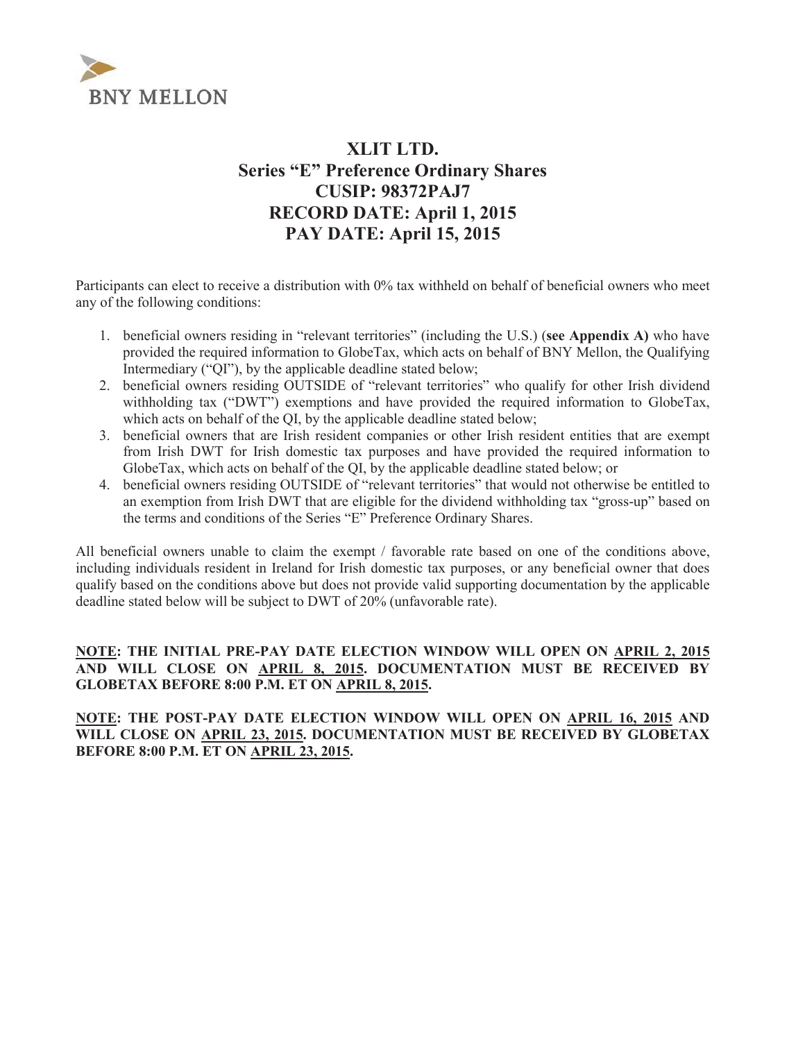# XLIT LTD.
## Series "E" Preference Ordinary Shares
## CUSIP: 98372PAJ7
## RECORD DATE: April 1, 2015
## PAY DATE: April 15, 2015

Participants can elect to receive a distribution with 0% tax withheld on behalf of beneficial owners who meet any of the following conditions:

1. beneficial owners residing in "relevant territories" (including the U.S.) (**see Appendix A)** who have provided the required information to GlobeTax, which acts on behalf of BNY Mellon, the Qualifying Intermediary ("QI"), by the applicable deadline stated below;
2. beneficial owners residing OUTSIDE of "relevant territories" who qualify for other Irish dividend withholding tax ("DWT") exemptions and have provided the required information to GlobeTax, which acts on behalf of the QI, by the applicable deadline stated below;
3. beneficial owners that are Irish resident companies or other Irish resident entities that are exempt from Irish DWT for Irish domestic tax purposes and have provided the required information to GlobeTax, which acts on behalf of the QI, by the applicable deadline stated below; or
4. beneficial owners residing OUTSIDE of "relevant territories" that would not otherwise be entitled to an exemption from Irish DWT that are eligible for the dividend withholding tax "gross-up" based on the terms and conditions of the Series "E" Preference Ordinary Shares.

All beneficial owners unable to claim the exempt / favorable rate based on one of the conditions above, including individuals resident in Ireland for Irish domestic tax purposes, or any beneficial owner that does qualify based on the conditions above but does not provide valid supporting documentation by the applicable deadline stated below will be subject to DWT of 20% (unfavorable rate).

**<u>NOTE</u>: THE INITIAL PRE-PAY DATE ELECTION WINDOW WILL OPEN ON <u>APRIL 2, 2015</u> AND WILL CLOSE ON <u>APRIL 8, 2015</u>. DOCUMENTATION MUST BE RECEIVED BY GLOBETAX BEFORE 8:00 P.M. ET ON <u>APRIL 8, 2015</u>.**

**<u>NOTE</u>: THE POST-PAY DATE ELECTION WINDOW WILL OPEN ON <u>APRIL 16, 2015</u> AND WILL CLOSE ON <u>APRIL 23, 2015</u>. DOCUMENTATION MUST BE RECEIVED BY GLOBETAX BEFORE 8:00 P.M. ET ON <u>APRIL 23, 2015</u>.**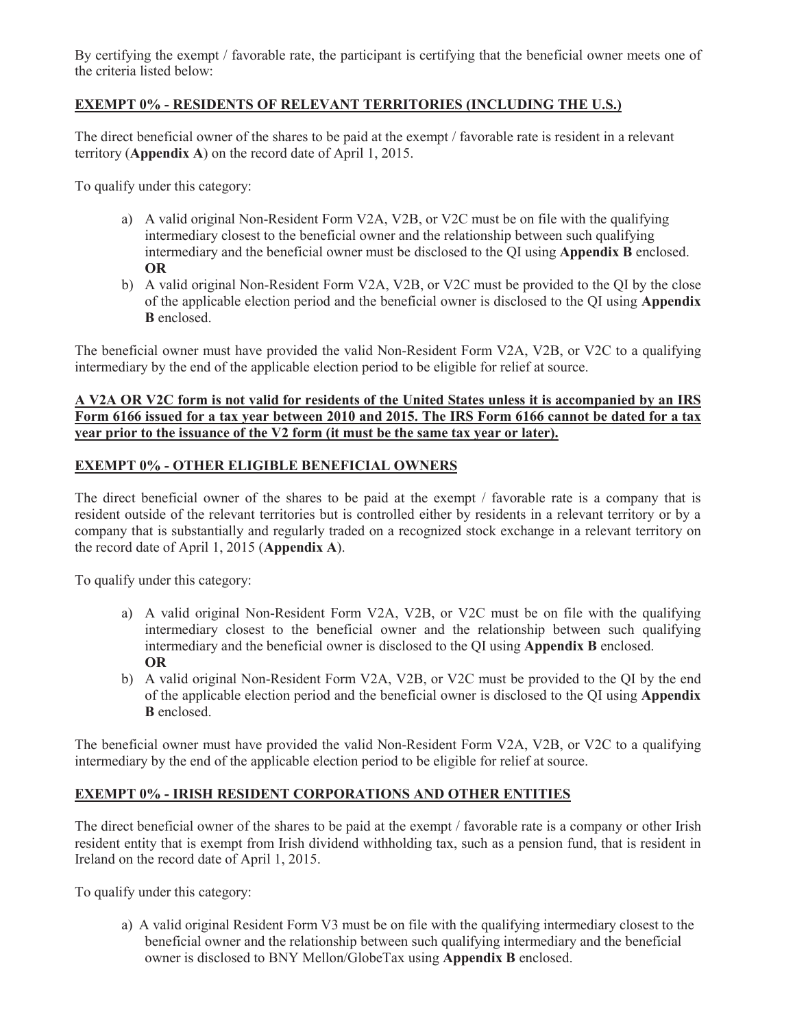By certifying the exempt / favorable rate, the participant is certifying that the beneficial owner meets one of the criteria listed below:

**EXEMPT 0% - RESIDENTS OF RELEVANT TERRITORIES (INCLUDING THE U.S.)**

The direct beneficial owner of the shares to be paid at the exempt / favorable rate is resident in a relevant territory (**Appendix A**) on the record date of April 1, 2015.

To qualify under this category:

a) A valid original Non-Resident Form V2A, V2B, or V2C must be on file with the qualifying intermediary closest to the beneficial owner and the relationship between such qualifying intermediary and the beneficial owner must be disclosed to the QI using **Appendix B** enclosed.
**OR**
b) A valid original Non-Resident Form V2A, V2B, or V2C must be provided to the QI by the close of the applicable election period and the beneficial owner is disclosed to the QI using **Appendix B** enclosed.

The beneficial owner must have provided the valid Non-Resident Form V2A, V2B, or V2C to a qualifying intermediary by the end of the applicable election period to be eligible for relief at source.

**A V2A OR V2C form is not valid for residents of the United States unless it is accompanied by an IRS Form 6166 issued for a tax year between 2010 and 2015. The IRS Form 6166 cannot be dated for a tax year prior to the issuance of the V2 form (it must be the same tax year or later).**

**EXEMPT 0% - OTHER ELIGIBLE BENEFICIAL OWNERS**

The direct beneficial owner of the shares to be paid at the exempt / favorable rate is a company that is resident outside of the relevant territories but is controlled either by residents in a relevant territory or by a company that is substantially and regularly traded on a recognized stock exchange in a relevant territory on the record date of April 1, 2015 (**Appendix A**).

To qualify under this category:

a) A valid original Non-Resident Form V2A, V2B, or V2C must be on file with the qualifying intermediary closest to the beneficial owner and the relationship between such qualifying intermediary and the beneficial owner is disclosed to the QI using **Appendix B** enclosed.
**OR**
b) A valid original Non-Resident Form V2A, V2B, or V2C must be provided to the QI by the end of the applicable election period and the beneficial owner is disclosed to the QI using **Appendix B** enclosed.

The beneficial owner must have provided the valid Non-Resident Form V2A, V2B, or V2C to a qualifying intermediary by the end of the applicable election period to be eligible for relief at source.

**EXEMPT 0% - IRISH RESIDENT CORPORATIONS AND OTHER ENTITIES**

The direct beneficial owner of the shares to be paid at the exempt / favorable rate is a company or other Irish resident entity that is exempt from Irish dividend withholding tax, such as a pension fund, that is resident in Ireland on the record date of April 1, 2015.

To qualify under this category:

a) A valid original Resident Form V3 must be on file with the qualifying intermediary closest to the beneficial owner and the relationship between such qualifying intermediary and the beneficial owner is disclosed to BNY Mellon/GlobeTax using **Appendix B** enclosed.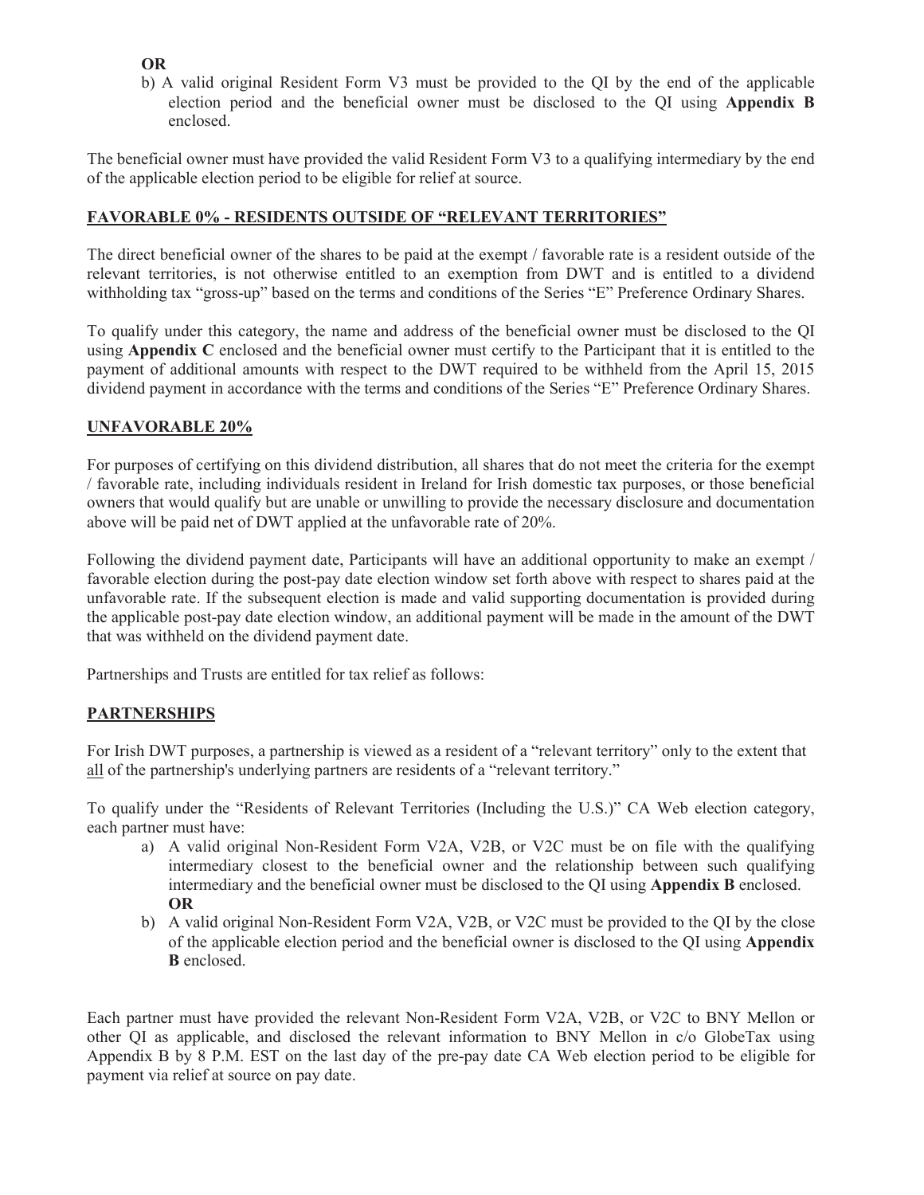**OR**

b) A valid original Resident Form V3 must be provided to the QI by the end of the applicable election period and the beneficial owner must be disclosed to the QI using **Appendix B** enclosed.

The beneficial owner must have provided the valid Resident Form V3 to a qualifying intermediary by the end of the applicable election period to be eligible for relief at source.

## FAVORABLE 0% - RESIDENTS OUTSIDE OF "RELEVANT TERRITORIES"

The direct beneficial owner of the shares to be paid at the exempt / favorable rate is a resident outside of the relevant territories, is not otherwise entitled to an exemption from DWT and is entitled to a dividend withholding tax "gross-up" based on the terms and conditions of the Series "E" Preference Ordinary Shares.

To qualify under this category, the name and address of the beneficial owner must be disclosed to the QI using **Appendix C** enclosed and the beneficial owner must certify to the Participant that it is entitled to the payment of additional amounts with respect to the DWT required to be withheld from the April 15, 2015 dividend payment in accordance with the terms and conditions of the Series "E" Preference Ordinary Shares.

## UNFAVORABLE 20%

For purposes of certifying on this dividend distribution, all shares that do not meet the criteria for the exempt / favorable rate, including individuals resident in Ireland for Irish domestic tax purposes, or those beneficial owners that would qualify but are unable or unwilling to provide the necessary disclosure and documentation above will be paid net of DWT applied at the unfavorable rate of 20%.

Following the dividend payment date, Participants will have an additional opportunity to make an exempt / favorable election during the post-pay date election window set forth above with respect to shares paid at the unfavorable rate. If the subsequent election is made and valid supporting documentation is provided during the applicable post-pay date election window, an additional payment will be made in the amount of the DWT that was withheld on the dividend payment date.

Partnerships and Trusts are entitled for tax relief as follows:

## PARTNERSHIPS

For Irish DWT purposes, a partnership is viewed as a resident of a "relevant territory" only to the extent that all of the partnership's underlying partners are residents of a "relevant territory."

To qualify under the "Residents of Relevant Territories (Including the U.S.)" CA Web election category, each partner must have:

a) A valid original Non-Resident Form V2A, V2B, or V2C must be on file with the qualifying intermediary closest to the beneficial owner and the relationship between such qualifying intermediary and the beneficial owner must be disclosed to the QI using **Appendix B** enclosed.
   **OR**
b) A valid original Non-Resident Form V2A, V2B, or V2C must be provided to the QI by the close of the applicable election period and the beneficial owner is disclosed to the QI using **Appendix B** enclosed.

Each partner must have provided the relevant Non-Resident Form V2A, V2B, or V2C to BNY Mellon or other QI as applicable, and disclosed the relevant information to BNY Mellon in c/o GlobeTax using Appendix B by 8 P.M. EST on the last day of the pre-pay date CA Web election period to be eligible for payment via relief at source on pay date.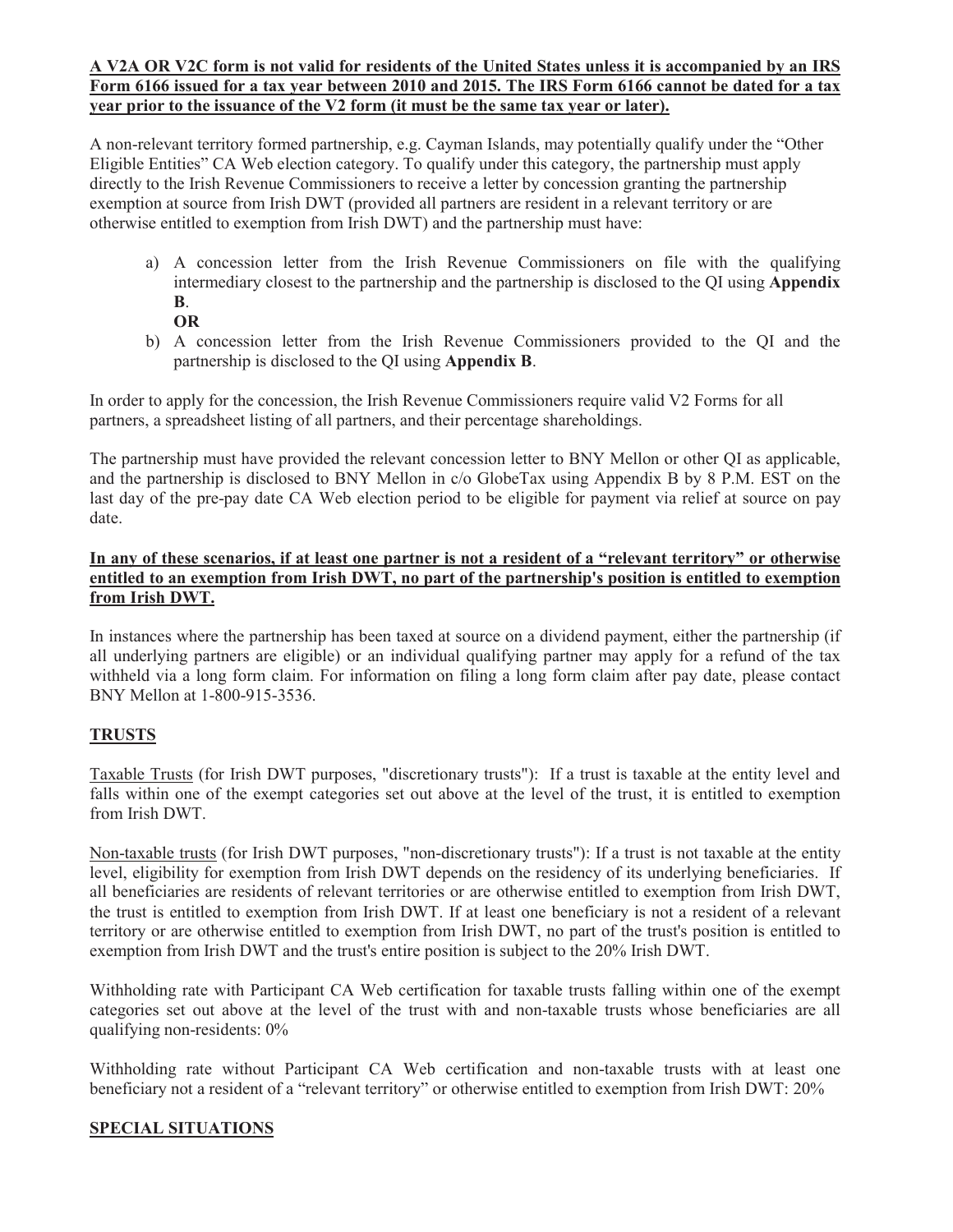**A V2A OR V2C form is not valid for residents of the United States unless it is accompanied by an IRS Form 6166 issued for a tax year between 2010 and 2015. The IRS Form 6166 cannot be dated for a tax year prior to the issuance of the V2 form (it must be the same tax year or later).**

A non-relevant territory formed partnership, e.g. Cayman Islands, may potentially qualify under the "Other Eligible Entities" CA Web election category. To qualify under this category, the partnership must apply directly to the Irish Revenue Commissioners to receive a letter by concession granting the partnership exemption at source from Irish DWT (provided all partners are resident in a relevant territory or are otherwise entitled to exemption from Irish DWT) and the partnership must have:

a) A concession letter from the Irish Revenue Commissioners on file with the qualifying intermediary closest to the partnership and the partnership is disclosed to the QI using **Appendix B**.
   **OR**
b) A concession letter from the Irish Revenue Commissioners provided to the QI and the partnership is disclosed to the QI using **Appendix B**.

In order to apply for the concession, the Irish Revenue Commissioners require valid V2 Forms for all partners, a spreadsheet listing of all partners, and their percentage shareholdings.

The partnership must have provided the relevant concession letter to BNY Mellon or other QI as applicable, and the partnership is disclosed to BNY Mellon in c/o GlobeTax using Appendix B by 8 P.M. EST on the last day of the pre-pay date CA Web election period to be eligible for payment via relief at source on pay date.

**In any of these scenarios, if at least one partner is not a resident of a "relevant territory" or otherwise entitled to an exemption from Irish DWT, no part of the partnership's position is entitled to exemption from Irish DWT.**

In instances where the partnership has been taxed at source on a dividend payment, either the partnership (if all underlying partners are eligible) or an individual qualifying partner may apply for a refund of the tax withheld via a long form claim. For information on filing a long form claim after pay date, please contact BNY Mellon at 1-800-915-3536.

## TRUSTS

Taxable Trusts (for Irish DWT purposes, "discretionary trusts"): If a trust is taxable at the entity level and falls within one of the exempt categories set out above at the level of the trust, it is entitled to exemption from Irish DWT.

Non-taxable trusts (for Irish DWT purposes, "non-discretionary trusts"): If a trust is not taxable at the entity level, eligibility for exemption from Irish DWT depends on the residency of its underlying beneficiaries. If all beneficiaries are residents of relevant territories or are otherwise entitled to exemption from Irish DWT, the trust is entitled to exemption from Irish DWT. If at least one beneficiary is not a resident of a relevant territory or are otherwise entitled to exemption from Irish DWT, no part of the trust's position is entitled to exemption from Irish DWT and the trust's entire position is subject to the 20% Irish DWT.

Withholding rate with Participant CA Web certification for taxable trusts falling within one of the exempt categories set out above at the level of the trust with and non-taxable trusts whose beneficiaries are all qualifying non-residents: 0%

Withholding rate without Participant CA Web certification and non-taxable trusts with at least one beneficiary not a resident of a "relevant territory" or otherwise entitled to exemption from Irish DWT: 20%

## SPECIAL SITUATIONS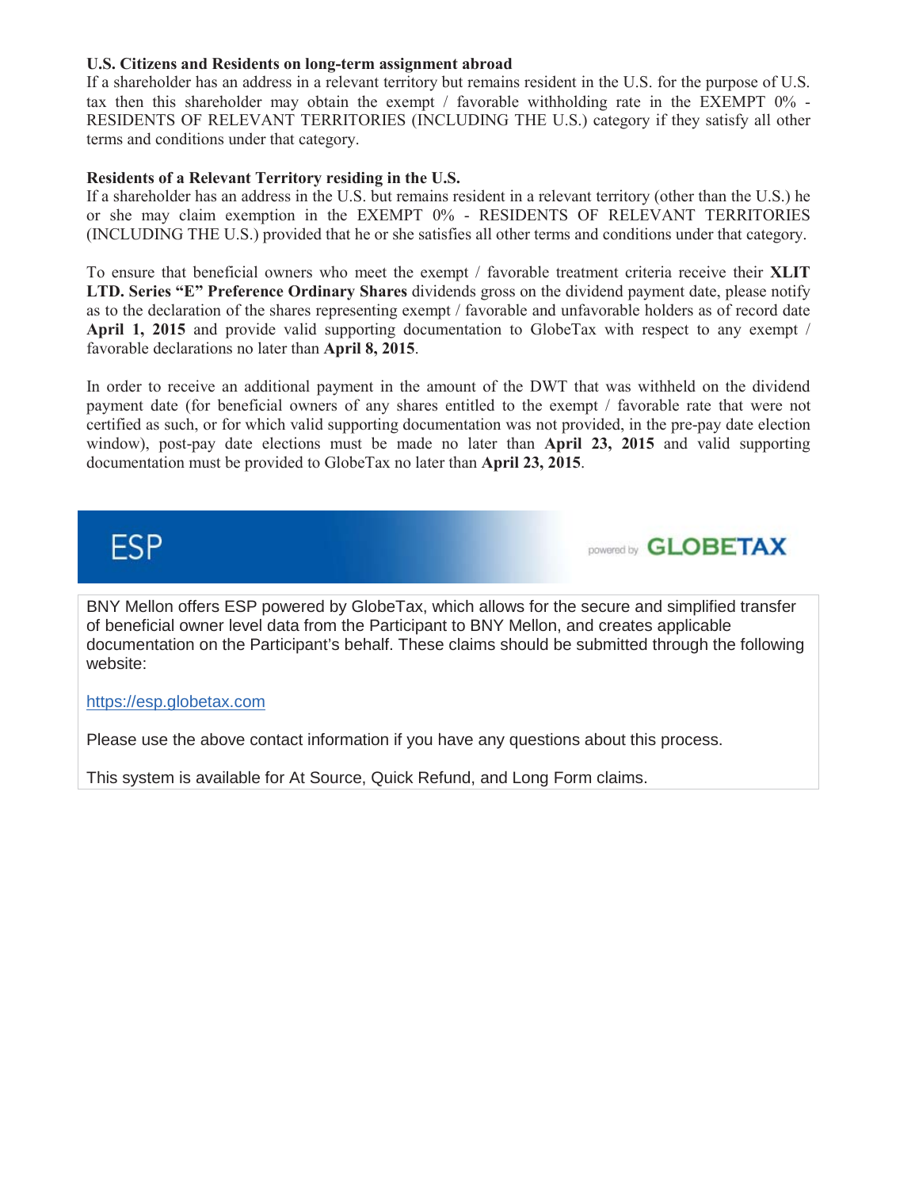**U.S. Citizens and Residents on long-term assignment abroad**

If a shareholder has an address in a relevant territory but remains resident in the U.S. for the purpose of U.S. tax then this shareholder may obtain the exempt / favorable withholding rate in the EXEMPT 0% - RESIDENTS OF RELEVANT TERRITORIES (INCLUDING THE U.S.) category if they satisfy all other terms and conditions under that category.

**Residents of a Relevant Territory residing in the U.S.**

If a shareholder has an address in the U.S. but remains resident in a relevant territory (other than the U.S.) he or she may claim exemption in the EXEMPT 0% - RESIDENTS OF RELEVANT TERRITORIES (INCLUDING THE U.S.) provided that he or she satisfies all other terms and conditions under that category.

To ensure that beneficial owners who meet the exempt / favorable treatment criteria receive their **XLIT LTD. Series "E" Preference Ordinary Shares** dividends gross on the dividend payment date, please notify as to the declaration of the shares representing exempt / favorable and unfavorable holders as of record date **April 1, 2015** and provide valid supporting documentation to GlobeTax with respect to any exempt / favorable declarations no later than **April 8, 2015**.

In order to receive an additional payment in the amount of the DWT that was withheld on the dividend payment date (for beneficial owners of any shares entitled to the exempt / favorable rate that were not certified as such, or for which valid supporting documentation was not provided, in the pre-pay date election window), post-pay date elections must be made no later than **April 23, 2015** and valid supporting documentation must be provided to GlobeTax no later than **April 23, 2015**.

## ESP

powered by **GLOBETAX**

BNY Mellon offers ESP powered by GlobeTax, which allows for the secure and simplified transfer of beneficial owner level data from the Participant to BNY Mellon, and creates applicable documentation on the Participant's behalf. These claims should be submitted through the following website:

https://esp.globetax.com

Please use the above contact information if you have any questions about this process.

This system is available for At Source, Quick Refund, and Long Form claims.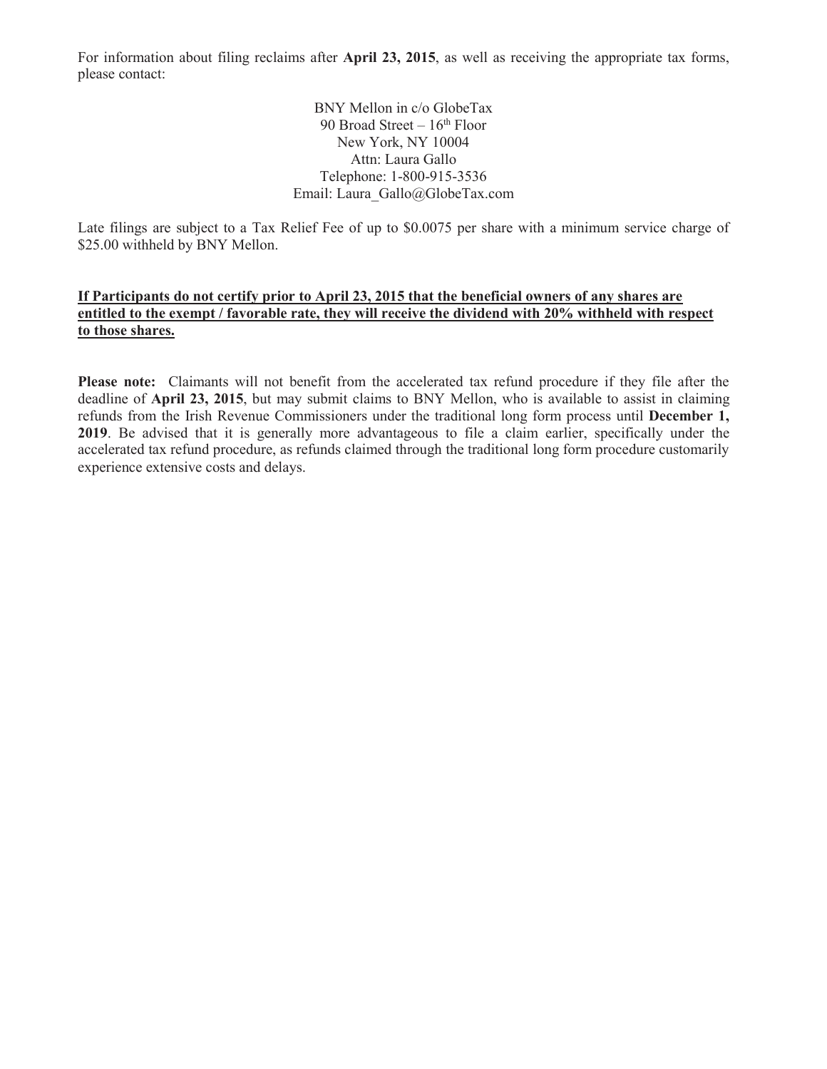For information about filing reclaims after **April 23, 2015**, as well as receiving the appropriate tax forms, please contact:

BNY Mellon in c/o GlobeTax
90 Broad Street – 16th Floor
New York, NY 10004
Attn: Laura Gallo
Telephone: 1-800-915-3536
Email: Laura_Gallo@GlobeTax.com

Late filings are subject to a Tax Relief Fee of up to $0.0075 per share with a minimum service charge of $25.00 withheld by BNY Mellon.

**If Participants do not certify prior to April 23, 2015 that the beneficial owners of any shares are entitled to the exempt / favorable rate, they will receive the dividend with 20% withheld with respect to those shares.**

**Please note:** Claimants will not benefit from the accelerated tax refund procedure if they file after the deadline of **April 23, 2015**, but may submit claims to BNY Mellon, who is available to assist in claiming refunds from the Irish Revenue Commissioners under the traditional long form process until **December 1, 2019**. Be advised that it is generally more advantageous to file a claim earlier, specifically under the accelerated tax refund procedure, as refunds claimed through the traditional long form procedure customarily experience extensive costs and delays.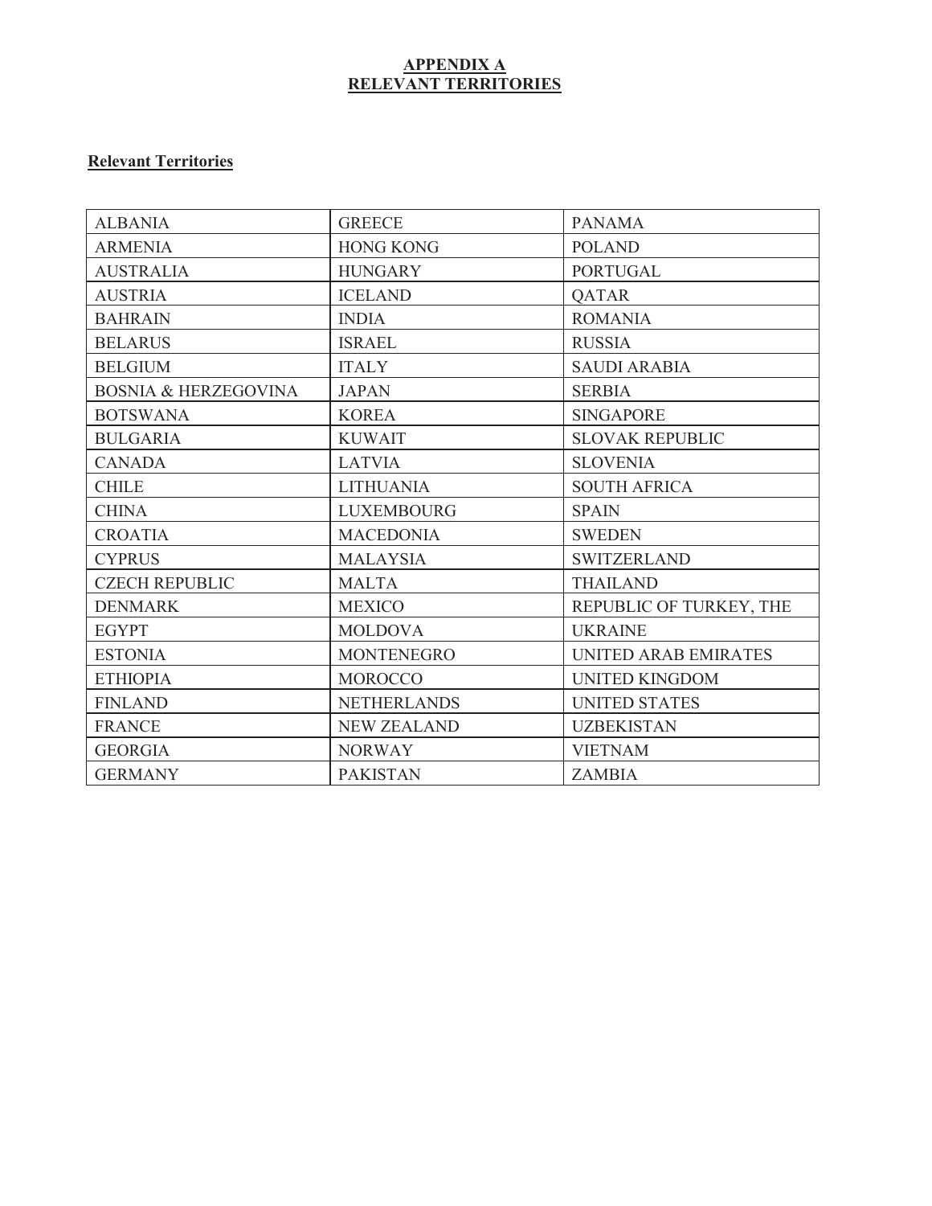# APPENDIX A
# RELEVANT TERRITORIES

**Relevant Territories**

| | | |
|---|---|---|
| ALBANIA | GREECE | PANAMA |
| ARMENIA | HONG KONG | POLAND |
| AUSTRALIA | HUNGARY | PORTUGAL |
| AUSTRIA | ICELAND | QATAR |
| BAHRAIN | INDIA | ROMANIA |
| BELARUS | ISRAEL | RUSSIA |
| BELGIUM | ITALY | SAUDI ARABIA |
| BOSNIA & HERZEGOVINA | JAPAN | SERBIA |
| BOTSWANA | KOREA | SINGAPORE |
| BULGARIA | KUWAIT | SLOVAK REPUBLIC |
| CANADA | LATVIA | SLOVENIA |
| CHILE | LITHUANIA | SOUTH AFRICA |
| CHINA | LUXEMBOURG | SPAIN |
| CROATIA | MACEDONIA | SWEDEN |
| CYPRUS | MALAYSIA | SWITZERLAND |
| CZECH REPUBLIC | MALTA | THAILAND |
| DENMARK | MEXICO | REPUBLIC OF TURKEY, THE |
| EGYPT | MOLDOVA | UKRAINE |
| ESTONIA | MONTENEGRO | UNITED ARAB EMIRATES |
| ETHIOPIA | MOROCCO | UNITED KINGDOM |
| FINLAND | NETHERLANDS | UNITED STATES |
| FRANCE | NEW ZEALAND | UZBEKISTAN |
| GEORGIA | NORWAY | VIETNAM |
| GERMANY | PAKISTAN | ZAMBIA |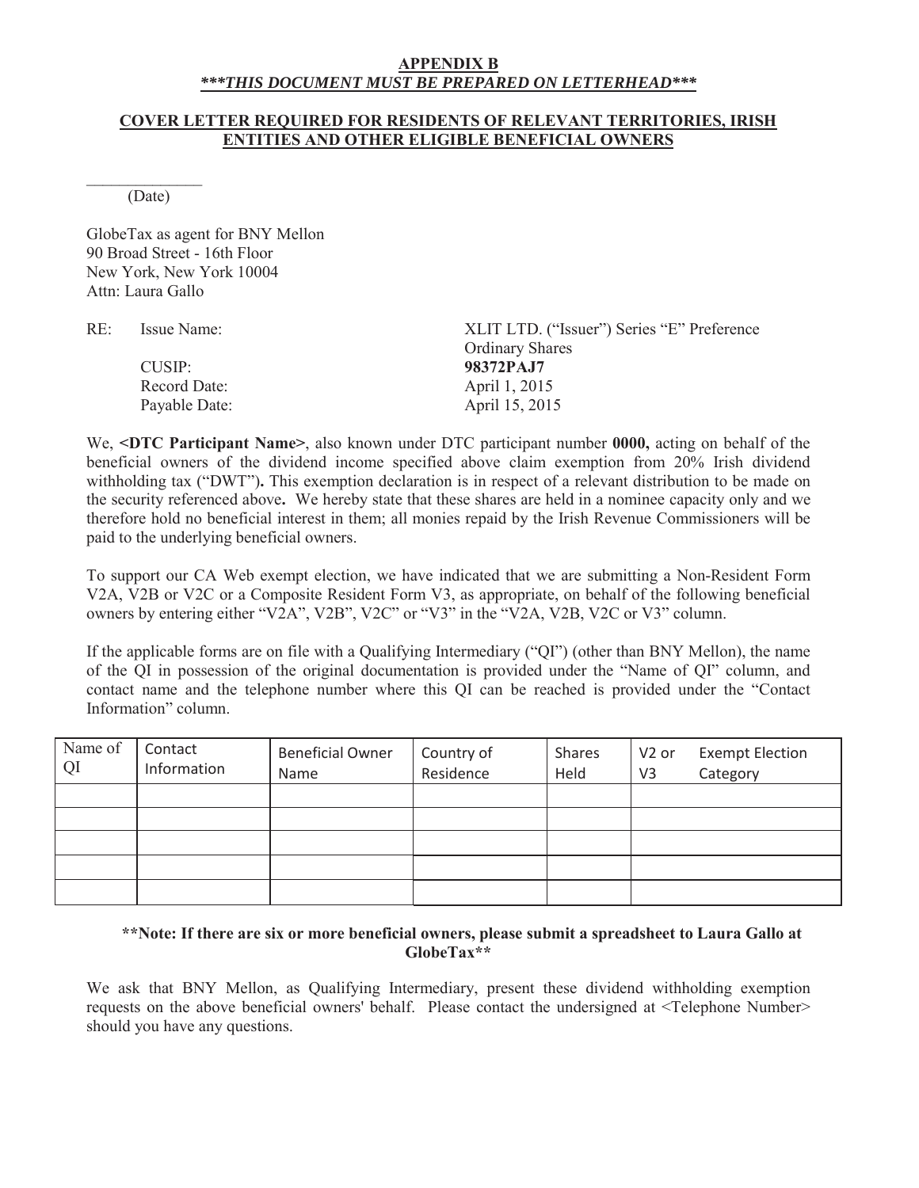**APPENDIX B**

***\*\*\*THIS DOCUMENT MUST BE PREPARED ON LETTERHEAD\*\*\****

**COVER LETTER REQUIRED FOR RESIDENTS OF RELEVANT TERRITORIES, IRISH ENTITIES AND OTHER ELIGIBLE BENEFICIAL OWNERS**

______________
(Date)

GlobeTax as agent for BNY Mellon
90 Broad Street - 16th Floor
New York, New York 10004
Attn: Laura Gallo

RE: Issue Name: XLIT LTD. ("Issuer") Series "E" Preference Ordinary Shares
CUSIP: **98372PAJ7**
Record Date: April 1, 2015
Payable Date: April 15, 2015

We, **<DTC Participant Name>**, also known under DTC participant number **0000,** acting on behalf of the beneficial owners of the dividend income specified above claim exemption from 20% Irish dividend withholding tax ("DWT")**.** This exemption declaration is in respect of a relevant distribution to be made on the security referenced above**.** We hereby state that these shares are held in a nominee capacity only and we therefore hold no beneficial interest in them; all monies repaid by the Irish Revenue Commissioners will be paid to the underlying beneficial owners.

To support our CA Web exempt election, we have indicated that we are submitting a Non-Resident Form V2A, V2B or V2C or a Composite Resident Form V3, as appropriate, on behalf of the following beneficial owners by entering either "V2A", V2B", V2C" or "V3" in the "V2A, V2B, V2C or V3" column.

If the applicable forms are on file with a Qualifying Intermediary ("QI") (other than BNY Mellon), the name of the QI in possession of the original documentation is provided under the "Name of QI" column, and contact name and the telephone number where this QI can be reached is provided under the "Contact Information" column.

| Name of QI | Contact Information | Beneficial Owner Name | Country of Residence | Shares Held | V2 or V3 | Exempt Election Category |
|---|---|---|---|---|---|---|
| | | | | | | |
| | | | | | | |
| | | | | | | |
| | | | | | | |
| | | | | | | |

**\*\*Note: If there are six or more beneficial owners, please submit a spreadsheet to Laura Gallo at GlobeTax\*\***

We ask that BNY Mellon, as Qualifying Intermediary, present these dividend withholding exemption requests on the above beneficial owners' behalf. Please contact the undersigned at <Telephone Number> should you have any questions.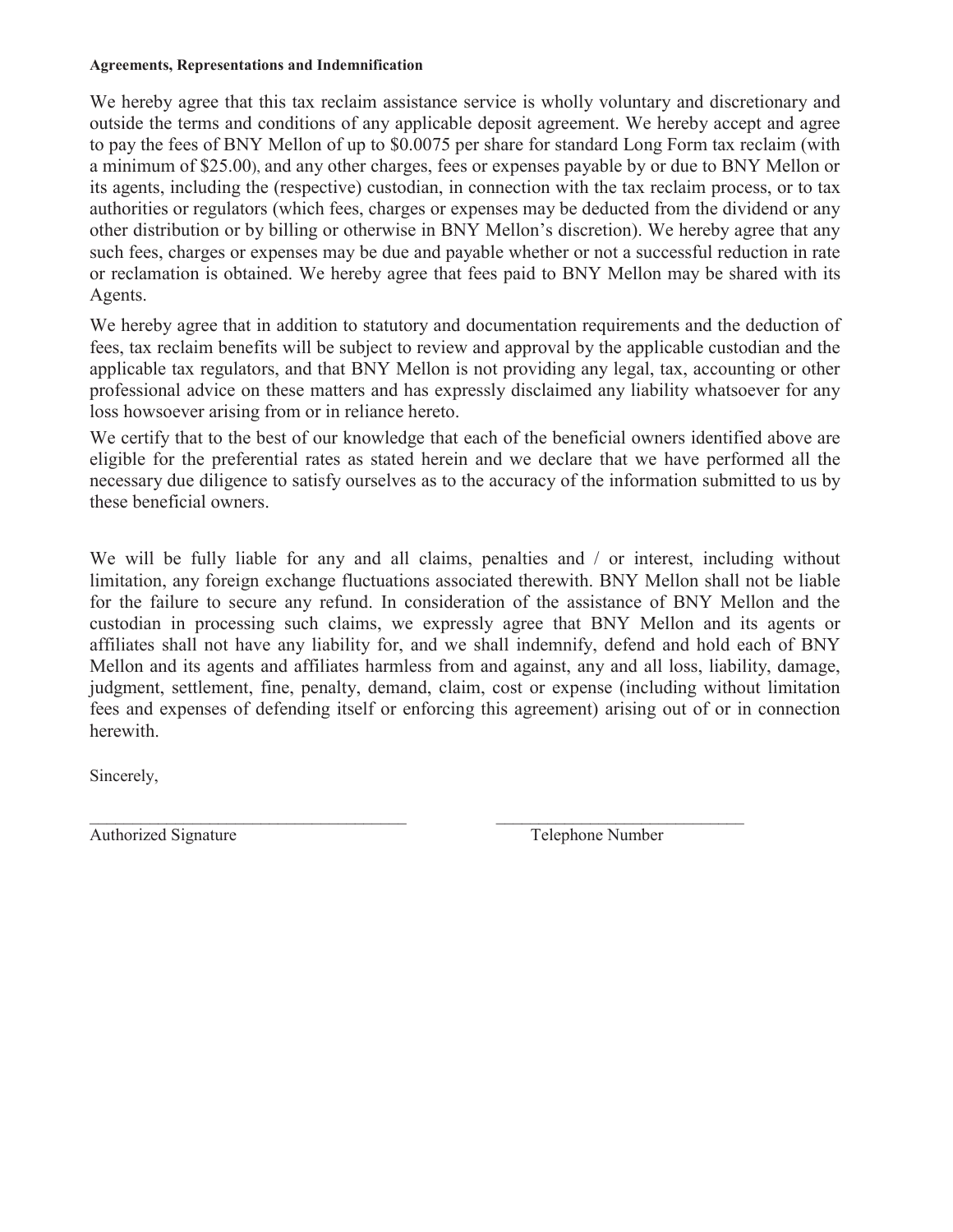**Agreements, Representations and Indemnification**

We hereby agree that this tax reclaim assistance service is wholly voluntary and discretionary and outside the terms and conditions of any applicable deposit agreement. We hereby accept and agree to pay the fees of BNY Mellon of up to $0.0075 per share for standard Long Form tax reclaim (with a minimum of $25.00), and any other charges, fees or expenses payable by or due to BNY Mellon or its agents, including the (respective) custodian, in connection with the tax reclaim process, or to tax authorities or regulators (which fees, charges or expenses may be deducted from the dividend or any other distribution or by billing or otherwise in BNY Mellon's discretion). We hereby agree that any such fees, charges or expenses may be due and payable whether or not a successful reduction in rate or reclamation is obtained. We hereby agree that fees paid to BNY Mellon may be shared with its Agents.

We hereby agree that in addition to statutory and documentation requirements and the deduction of fees, tax reclaim benefits will be subject to review and approval by the applicable custodian and the applicable tax regulators, and that BNY Mellon is not providing any legal, tax, accounting or other professional advice on these matters and has expressly disclaimed any liability whatsoever for any loss howsoever arising from or in reliance hereto.

We certify that to the best of our knowledge that each of the beneficial owners identified above are eligible for the preferential rates as stated herein and we declare that we have performed all the necessary due diligence to satisfy ourselves as to the accuracy of the information submitted to us by these beneficial owners.

We will be fully liable for any and all claims, penalties and / or interest, including without limitation, any foreign exchange fluctuations associated therewith. BNY Mellon shall not be liable for the failure to secure any refund. In consideration of the assistance of BNY Mellon and the custodian in processing such claims, we expressly agree that BNY Mellon and its agents or affiliates shall not have any liability for, and we shall indemnify, defend and hold each of BNY Mellon and its agents and affiliates harmless from and against, any and all loss, liability, damage, judgment, settlement, fine, penalty, demand, claim, cost or expense (including without limitation fees and expenses of defending itself or enforcing this agreement) arising out of or in connection herewith.

Sincerely,

\_\_\_\_\_\_\_\_\_\_\_\_\_\_\_\_\_\_\_\_\_\_\_\_\_\_\_\_\_\_\_\_\_\_\_\_\_ &nbsp;&nbsp;&nbsp;&nbsp; \_\_\_\_\_\_\_\_\_\_\_\_\_\_\_\_\_\_\_\_\_\_\_\_\_\_\_\_\_\_

Authorized Signature &nbsp;&nbsp;&nbsp;&nbsp; Telephone Number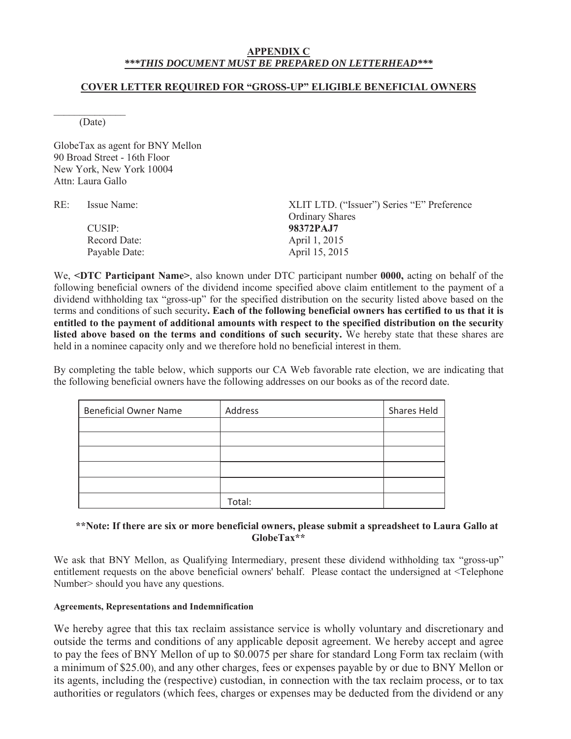**APPENDIX C**

***\*\*\*THIS DOCUMENT MUST BE PREPARED ON LETTERHEAD\*\*\****

**COVER LETTER REQUIRED FOR "GROSS-UP" ELIGIBLE BENEFICIAL OWNERS**

______________
(Date)

GlobeTax as agent for BNY Mellon
90 Broad Street - 16th Floor
New York, New York 10004
Attn: Laura Gallo

RE: Issue Name: XLIT LTD. ("Issuer") Series "E" Preference Ordinary Shares
CUSIP: **98372PAJ7**
Record Date: April 1, 2015
Payable Date: April 15, 2015

We, **<DTC Participant Name>**, also known under DTC participant number **0000,** acting on behalf of the following beneficial owners of the dividend income specified above claim entitlement to the payment of a dividend withholding tax "gross-up" for the specified distribution on the security listed above based on the terms and conditions of such security**. Each of the following beneficial owners has certified to us that it is entitled to the payment of additional amounts with respect to the specified distribution on the security listed above based on the terms and conditions of such security.** We hereby state that these shares are held in a nominee capacity only and we therefore hold no beneficial interest in them.

By completing the table below, which supports our CA Web favorable rate election, we are indicating that the following beneficial owners have the following addresses on our books as of the record date.

| Beneficial Owner Name | Address | Shares Held |
|---|---|---|
| | | |
| | | |
| | | |
| | | |
| | | |
| | Total: | |

**\*\*Note: If there are six or more beneficial owners, please submit a spreadsheet to Laura Gallo at GlobeTax\*\***

We ask that BNY Mellon, as Qualifying Intermediary, present these dividend withholding tax "gross-up" entitlement requests on the above beneficial owners' behalf. Please contact the undersigned at <Telephone Number> should you have any questions.

**Agreements, Representations and Indemnification**

We hereby agree that this tax reclaim assistance service is wholly voluntary and discretionary and outside the terms and conditions of any applicable deposit agreement. We hereby accept and agree to pay the fees of BNY Mellon of up to $0.0075 per share for standard Long Form tax reclaim (with a minimum of $25.00), and any other charges, fees or expenses payable by or due to BNY Mellon or its agents, including the (respective) custodian, in connection with the tax reclaim process, or to tax authorities or regulators (which fees, charges or expenses may be deducted from the dividend or any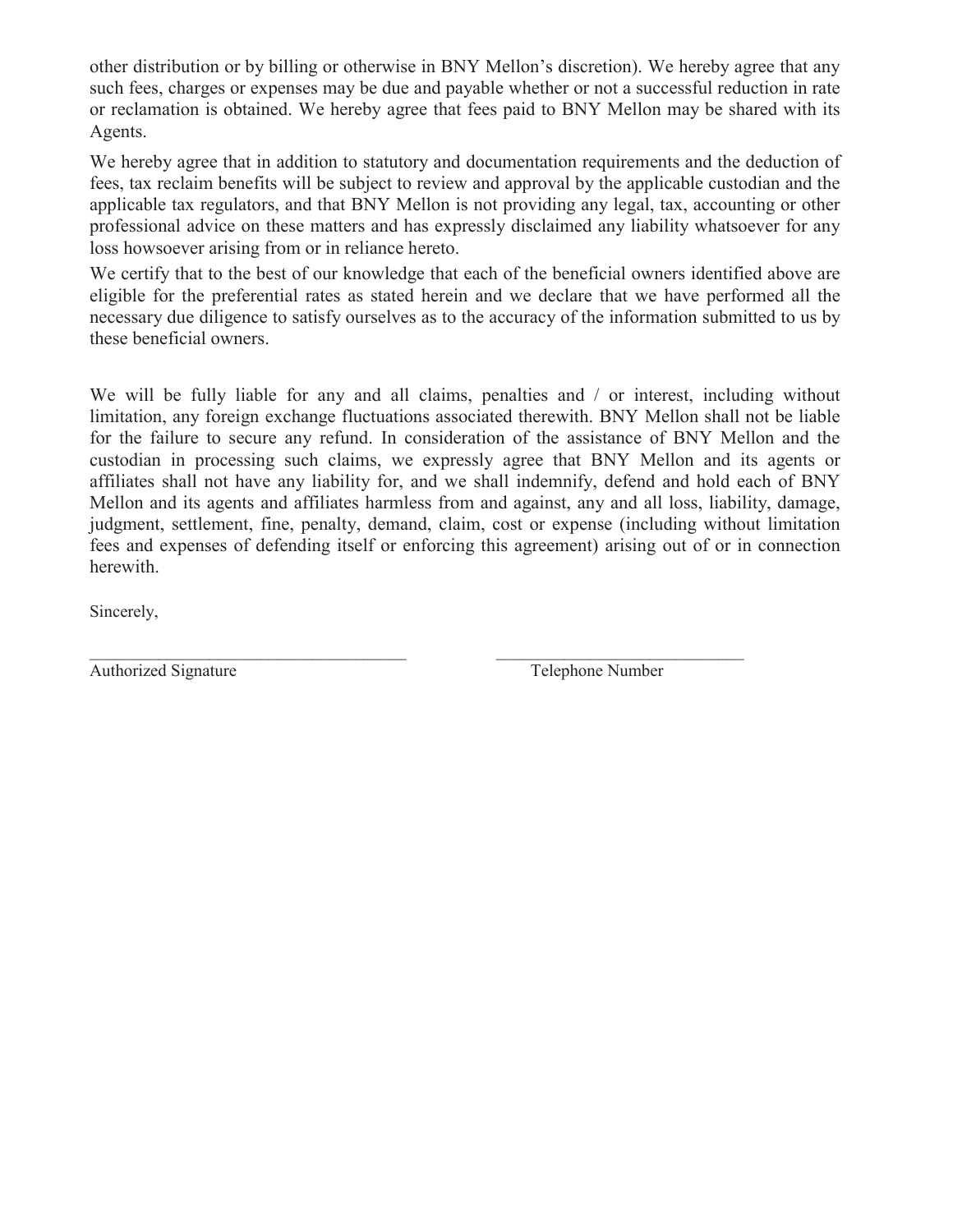other distribution or by billing or otherwise in BNY Mellon's discretion). We hereby agree that any such fees, charges or expenses may be due and payable whether or not a successful reduction in rate or reclamation is obtained. We hereby agree that fees paid to BNY Mellon may be shared with its Agents.

We hereby agree that in addition to statutory and documentation requirements and the deduction of fees, tax reclaim benefits will be subject to review and approval by the applicable custodian and the applicable tax regulators, and that BNY Mellon is not providing any legal, tax, accounting or other professional advice on these matters and has expressly disclaimed any liability whatsoever for any loss howsoever arising from or in reliance hereto.

We certify that to the best of our knowledge that each of the beneficial owners identified above are eligible for the preferential rates as stated herein and we declare that we have performed all the necessary due diligence to satisfy ourselves as to the accuracy of the information submitted to us by these beneficial owners.

We will be fully liable for any and all claims, penalties and / or interest, including without limitation, any foreign exchange fluctuations associated therewith. BNY Mellon shall not be liable for the failure to secure any refund. In consideration of the assistance of BNY Mellon and the custodian in processing such claims, we expressly agree that BNY Mellon and its agents or affiliates shall not have any liability for, and we shall indemnify, defend and hold each of BNY Mellon and its agents and affiliates harmless from and against, any and all loss, liability, damage, judgment, settlement, fine, penalty, demand, claim, cost or expense (including without limitation fees and expenses of defending itself or enforcing this agreement) arising out of or in connection herewith.

Sincerely,

\_\_\_\_\_\_\_\_\_\_\_\_\_\_\_\_\_\_\_\_\_\_\_\_\_\_\_\_\_\_\_\_\_\_\_\_ \_\_\_\_\_\_\_\_\_\_\_\_\_\_\_\_\_\_\_\_\_\_\_\_\_\_\_\_\_\_

Authorized Signature Telephone Number